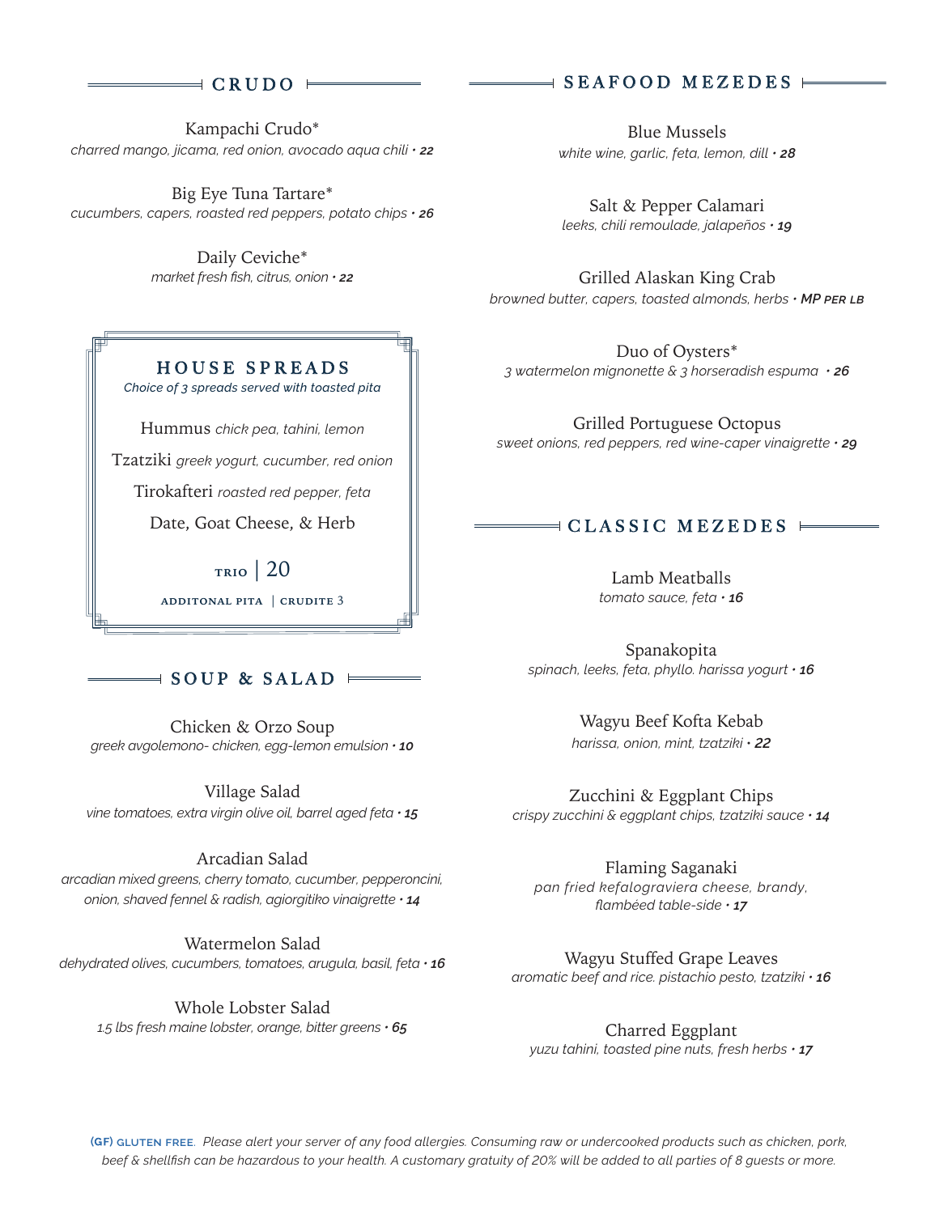## CRUDO

Kampachi Crudo*
*charred mango, jicama, red onion, avocado aqua chili* • ***22***

Big Eye Tuna Tartare*
*cucumbers, capers, roasted red peppers, potato chips* • ***26***

Daily Ceviche*
*market fresh fish, citrus, onion* • ***22***

## HOUSE SPREADS

*Choice of 3 spreads served with toasted pita*

Hummus *chick pea, tahini, lemon*

Tzatziki *greek yogurt, cucumber, red onion*

Tirokafteri *roasted red pepper, feta*

Date, Goat Cheese, & Herb

TRIO | 20

ADDITONAL PITA | CRUDITE 3

## SOUP & SALAD

Chicken & Orzo Soup
*greek avgolemono- chicken, egg-lemon emulsion* • ***10***

Village Salad
*vine tomatoes, extra virgin olive oil, barrel aged feta* • ***15***

Arcadian Salad
*arcadian mixed greens, cherry tomato, cucumber, pepperoncini, onion, shaved fennel & radish, agiorgitiko vinaigrette* • ***14***

Watermelon Salad
*dehydrated olives, cucumbers, tomatoes, arugula, basil, feta* • ***16***

Whole Lobster Salad
*1.5 lbs fresh maine lobster, orange, bitter greens* • ***65***

## SEAFOOD MEZEDES

Blue Mussels
*white wine, garlic, feta, lemon, dill* • ***28***

Salt & Pepper Calamari
*leeks, chili remoulade, jalapeños* • ***19***

Grilled Alaskan King Crab
*browned butter, capers, toasted almonds, herbs* • ***MP PER LB***

Duo of Oysters*
*3 watermelon mignonette & 3 horseradish espuma* • ***26***

Grilled Portuguese Octopus
*sweet onions, red peppers, red wine-caper vinaigrette* • ***29***

## CLASSIC MEZEDES

Lamb Meatballs
*tomato sauce, feta* • ***16***

Spanakopita
*spinach, leeks, feta, phyllo. harissa yogurt* • ***16***

Wagyu Beef Kofta Kebab
*harissa, onion, mint, tzatziki* • ***22***

Zucchini & Eggplant Chips
*crispy zucchini & eggplant chips, tzatziki sauce* • ***14***

Flaming Saganaki
*pan fried kefalograviera cheese, brandy, flambéed table-side* • ***17***

Wagyu Stuffed Grape Leaves
*aromatic beef and rice. pistachio pesto, tzatziki* • ***16***

Charred Eggplant
*yuzu tahini, toasted pine nuts, fresh herbs* • ***17***

**(GF)** GLUTEN FREE. *Please alert your server of any food allergies. Consuming raw or undercooked products such as chicken, pork, beef & shellfish can be hazardous to your health. A customary gratuity of 20% will be added to all parties of 8 guests or more.*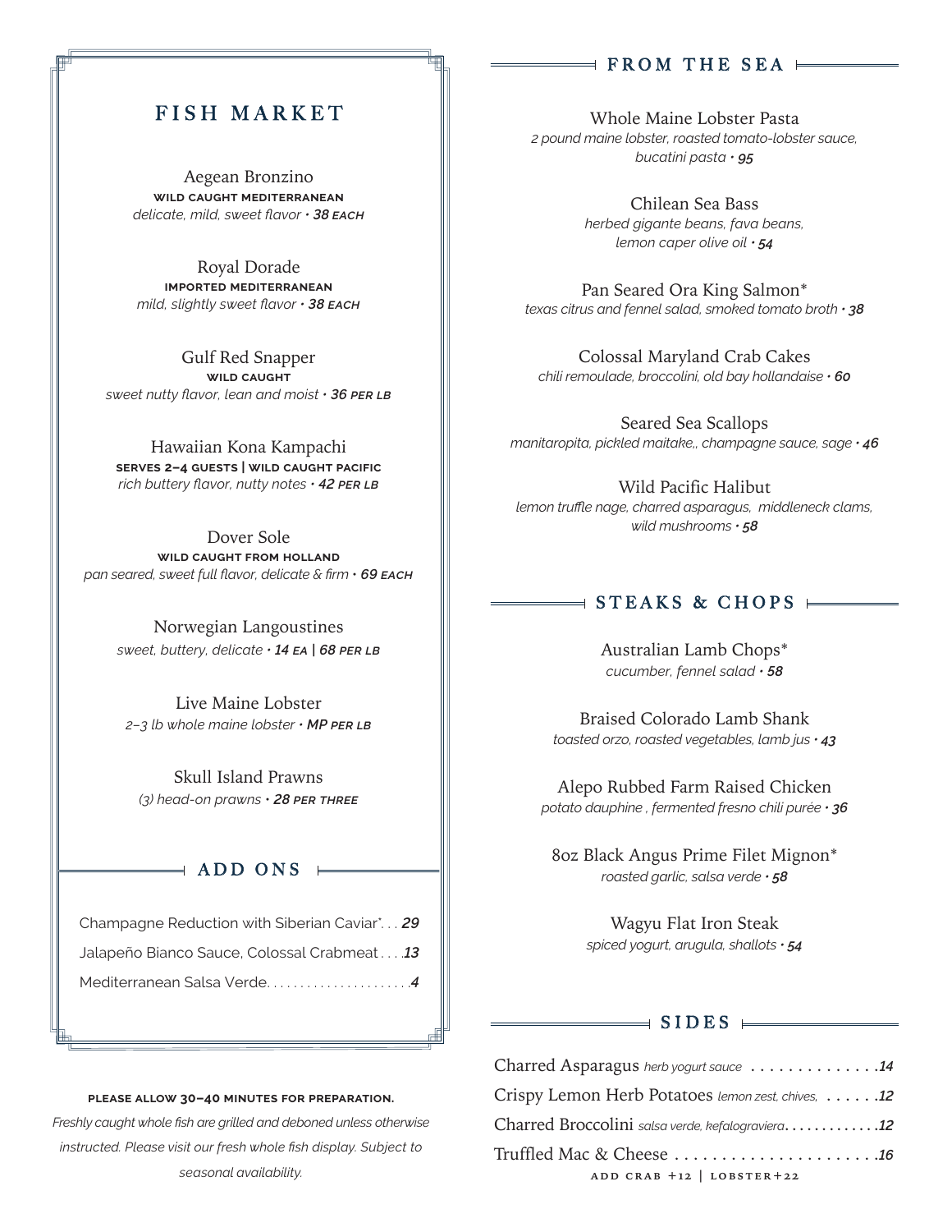## FISH MARKET

Aegean Bronzino
**WILD CAUGHT MEDITERRANEAN**
*delicate, mild, sweet flavor • **38 EACH***

Royal Dorade
**IMPORTED MEDITERRANEAN**
*mild, slightly sweet flavor • **38 EACH***

Gulf Red Snapper
**WILD CAUGHT**
*sweet nutty flavor, lean and moist • **36 PER LB***

Hawaiian Kona Kampachi
**SERVES 2–4 GUESTS | WILD CAUGHT PACIFIC**
*rich buttery flavor, nutty notes • **42 PER LB***

Dover Sole
**WILD CAUGHT FROM HOLLAND**
*pan seared, sweet full flavor, delicate & firm • **69 EACH***

Norwegian Langoustines
*sweet, buttery, delicate • **14 EA | 68 PER LB***

Live Maine Lobster
*2–3 lb whole maine lobster • **MP PER LB***

Skull Island Prawns
*(3) head-on prawns • **28 PER THREE***

### ADD ONS

Champagne Reduction with Siberian Caviar*. . . ***29***
Jalapeño Bianco Sauce, Colossal Crabmeat . . . ***13***
Mediterranean Salsa Verde. . . . . . . . . . . . . . . . . . . . . . ***4***

**PLEASE ALLOW 30–40 MINUTES FOR PREPARATION.**
*Freshly caught whole fish are grilled and deboned unless otherwise instructed. Please visit our fresh whole fish display. Subject to seasonal availability.*

## FROM THE SEA

Whole Maine Lobster Pasta
*2 pound maine lobster, roasted tomato-lobster sauce, bucatini pasta • **95***

Chilean Sea Bass
*herbed gigante beans, fava beans, lemon caper olive oil • **54***

Pan Seared Ora King Salmon*
*texas citrus and fennel salad, smoked tomato broth • **38***

Colossal Maryland Crab Cakes
*chili remoulade, broccolini, old bay hollandaise • **60***

Seared Sea Scallops
*manitaropita, pickled maitake,, champagne sauce, sage • **46***

Wild Pacific Halibut
*lemon truffle nage, charred asparagus, middleneck clams, wild mushrooms • **58***

## STEAKS & CHOPS

Australian Lamb Chops*
*cucumber, fennel salad • **58***

Braised Colorado Lamb Shank
*toasted orzo, roasted vegetables, lamb jus • **43***

Alepo Rubbed Farm Raised Chicken
*potato dauphine , fermented fresno chili purée • **36***

8oz Black Angus Prime Filet Mignon*
*roasted garlic, salsa verde • **58***

Wagyu Flat Iron Steak
*spiced yogurt, arugula, shallots • **54***

## SIDES

Charred Asparagus *herb yogurt sauce* . . . . . . . . . . . . . . ***14***
Crispy Lemon Herb Potatoes *lemon zest, chives,* . . . . . . ***12***
Charred Broccolini *salsa verde, kefalograviera*. . . . . . . . . . . . ***12***
Truffled Mac & Cheese . . . . . . . . . . . . . . . . . . . . . . ***16***
ADD CRAB +12 | LOBSTER+22